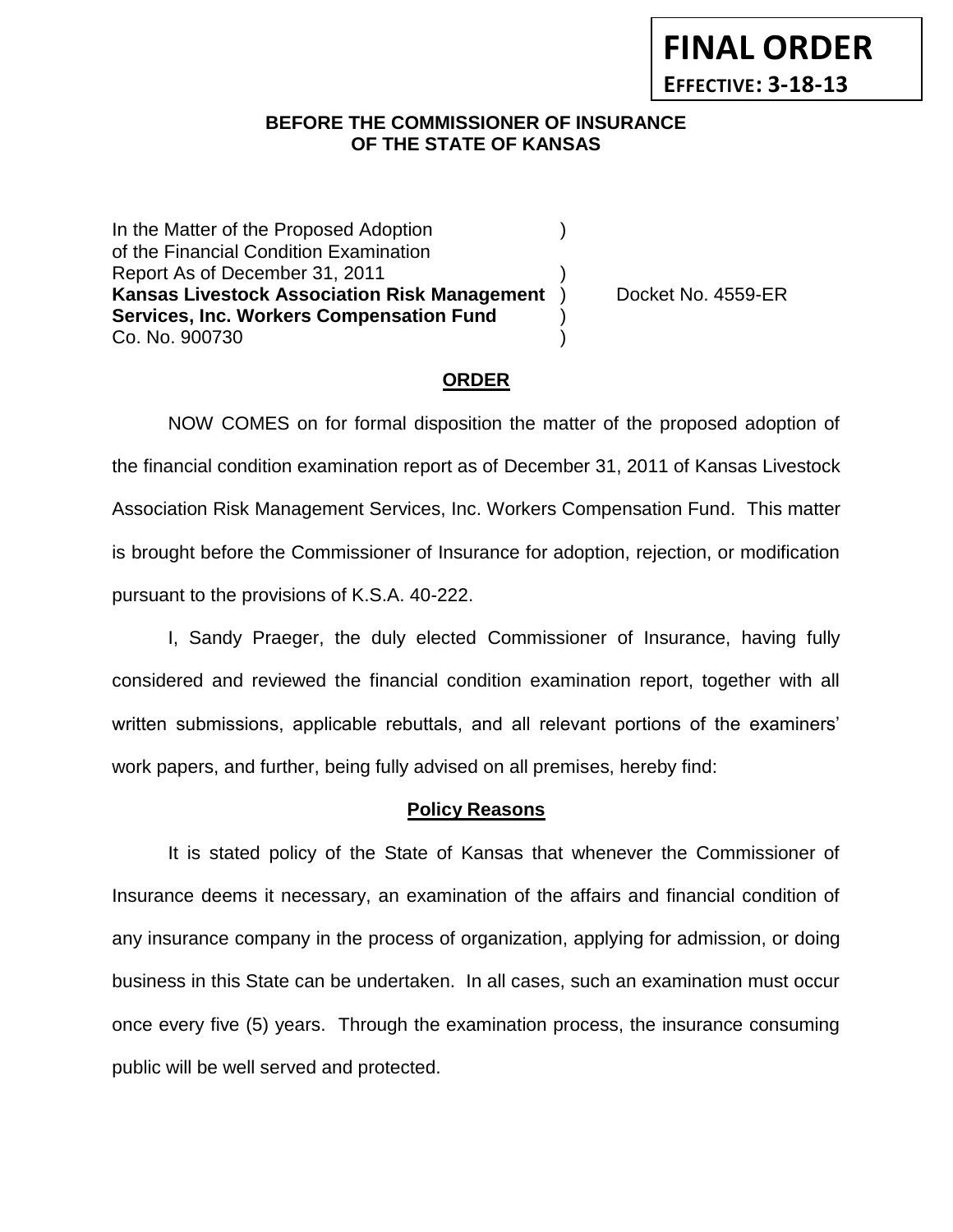**FINAL ORDER**

**EFFECTIVE: 3-18-13**

**BEFORE THE COMMISSIONER OF INSURANCE**
**OF THE STATE OF KANSAS**

In the Matter of the Proposed Adoption )
of the Financial Condition Examination
Report As of December 31, 2011 )
**Kansas Livestock Association Risk Management** ) Docket No. 4559-ER
**Services, Inc. Workers Compensation Fund** )
Co. No. 900730 )

**ORDER**

NOW COMES on for formal disposition the matter of the proposed adoption of the financial condition examination report as of December 31, 2011 of Kansas Livestock Association Risk Management Services, Inc. Workers Compensation Fund. This matter is brought before the Commissioner of Insurance for adoption, rejection, or modification pursuant to the provisions of K.S.A. 40-222.

I, Sandy Praeger, the duly elected Commissioner of Insurance, having fully considered and reviewed the financial condition examination report, together with all written submissions, applicable rebuttals, and all relevant portions of the examiners' work papers, and further, being fully advised on all premises, hereby find:

**Policy Reasons**

It is stated policy of the State of Kansas that whenever the Commissioner of Insurance deems it necessary, an examination of the affairs and financial condition of any insurance company in the process of organization, applying for admission, or doing business in this State can be undertaken. In all cases, such an examination must occur once every five (5) years. Through the examination process, the insurance consuming public will be well served and protected.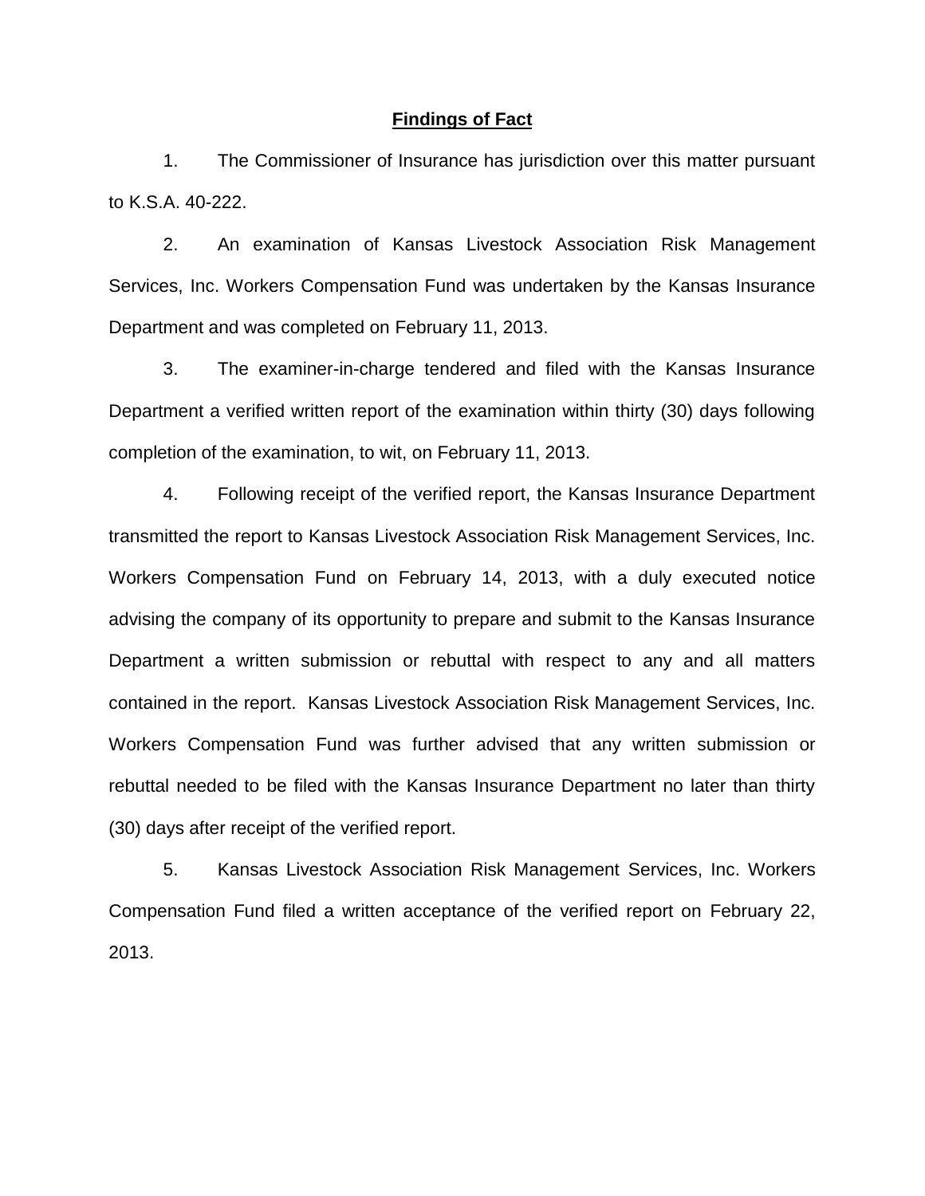## Findings of Fact

1. The Commissioner of Insurance has jurisdiction over this matter pursuant to K.S.A. 40-222.

2. An examination of Kansas Livestock Association Risk Management Services, Inc. Workers Compensation Fund was undertaken by the Kansas Insurance Department and was completed on February 11, 2013.

3. The examiner-in-charge tendered and filed with the Kansas Insurance Department a verified written report of the examination within thirty (30) days following completion of the examination, to wit, on February 11, 2013.

4. Following receipt of the verified report, the Kansas Insurance Department transmitted the report to Kansas Livestock Association Risk Management Services, Inc. Workers Compensation Fund on February 14, 2013, with a duly executed notice advising the company of its opportunity to prepare and submit to the Kansas Insurance Department a written submission or rebuttal with respect to any and all matters contained in the report. Kansas Livestock Association Risk Management Services, Inc. Workers Compensation Fund was further advised that any written submission or rebuttal needed to be filed with the Kansas Insurance Department no later than thirty (30) days after receipt of the verified report.

5. Kansas Livestock Association Risk Management Services, Inc. Workers Compensation Fund filed a written acceptance of the verified report on February 22, 2013.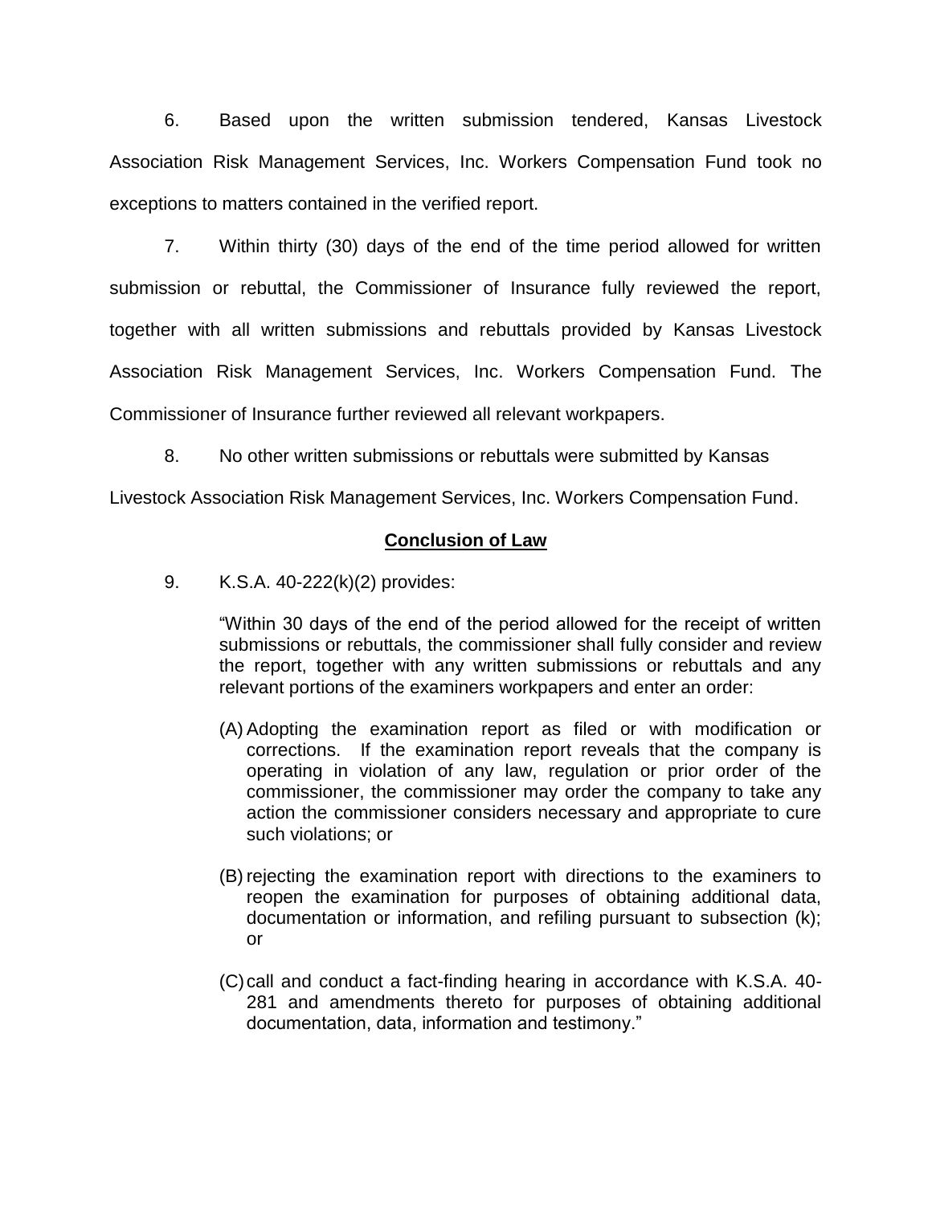6. Based upon the written submission tendered, Kansas Livestock Association Risk Management Services, Inc. Workers Compensation Fund took no exceptions to matters contained in the verified report.

7. Within thirty (30) days of the end of the time period allowed for written submission or rebuttal, the Commissioner of Insurance fully reviewed the report, together with all written submissions and rebuttals provided by Kansas Livestock Association Risk Management Services, Inc. Workers Compensation Fund. The Commissioner of Insurance further reviewed all relevant workpapers.

8. No other written submissions or rebuttals were submitted by Kansas Livestock Association Risk Management Services, Inc. Workers Compensation Fund.

## Conclusion of Law

9. K.S.A. 40-222(k)(2) provides:

> "Within 30 days of the end of the period allowed for the receipt of written submissions or rebuttals, the commissioner shall fully consider and review the report, together with any written submissions or rebuttals and any relevant portions of the examiners workpapers and enter an order:
>
> (A) Adopting the examination report as filed or with modification or corrections. If the examination report reveals that the company is operating in violation of any law, regulation or prior order of the commissioner, the commissioner may order the company to take any action the commissioner considers necessary and appropriate to cure such violations; or
>
> (B) rejecting the examination report with directions to the examiners to reopen the examination for purposes of obtaining additional data, documentation or information, and refiling pursuant to subsection (k); or
>
> (C) call and conduct a fact-finding hearing in accordance with K.S.A. 40-281 and amendments thereto for purposes of obtaining additional documentation, data, information and testimony."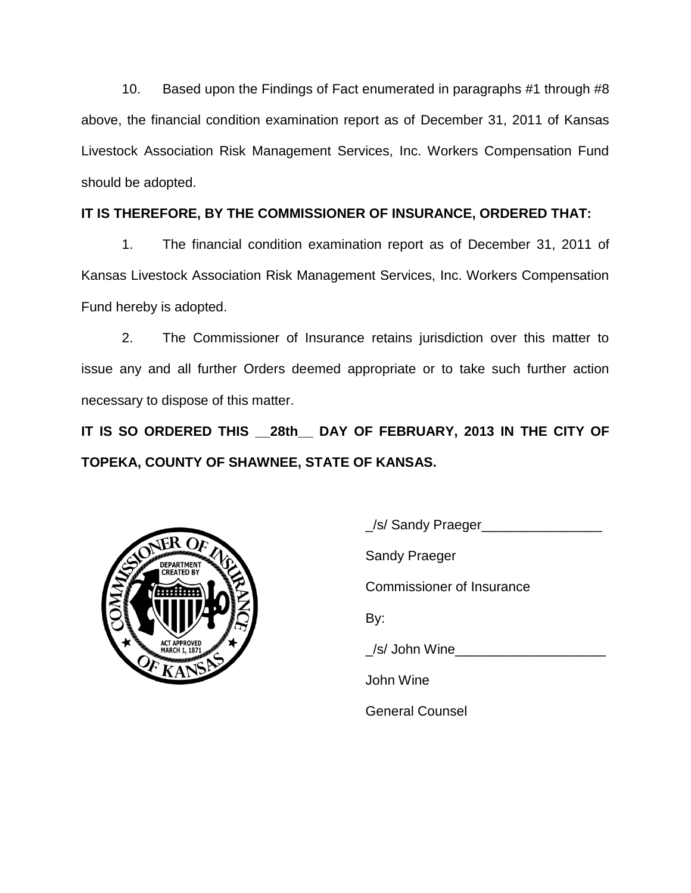10. Based upon the Findings of Fact enumerated in paragraphs #1 through #8 above, the financial condition examination report as of December 31, 2011 of Kansas Livestock Association Risk Management Services, Inc. Workers Compensation Fund should be adopted.

**IT IS THEREFORE, BY THE COMMISSIONER OF INSURANCE, ORDERED THAT:**

1. The financial condition examination report as of December 31, 2011 of Kansas Livestock Association Risk Management Services, Inc. Workers Compensation Fund hereby is adopted.

2. The Commissioner of Insurance retains jurisdiction over this matter to issue any and all further Orders deemed appropriate or to take such further action necessary to dispose of this matter.

**IT IS SO ORDERED THIS __28th__ DAY OF FEBRUARY, 2013 IN THE CITY OF TOPEKA, COUNTY OF SHAWNEE, STATE OF KANSAS.**

_/s/ Sandy Praeger________________

Sandy Praeger

Commissioner of Insurance

By:

_/s/ John Wine____________________

John Wine

General Counsel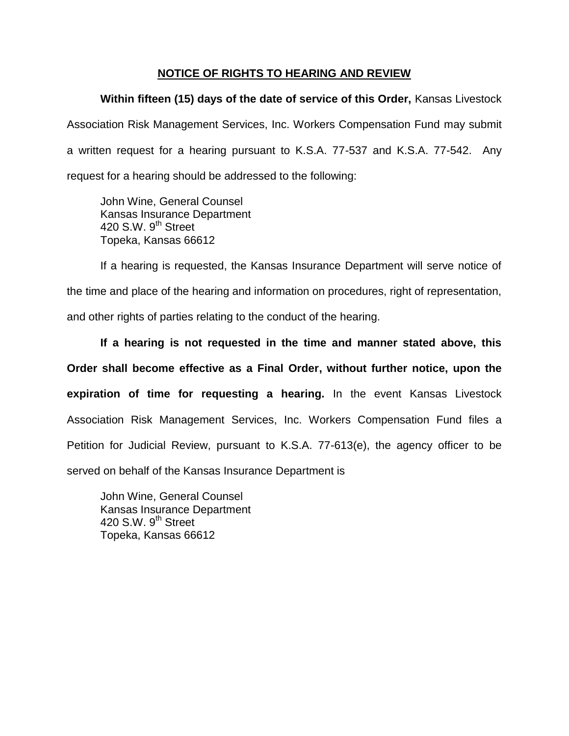## NOTICE OF RIGHTS TO HEARING AND REVIEW

**Within fifteen (15) days of the date of service of this Order,** Kansas Livestock Association Risk Management Services, Inc. Workers Compensation Fund may submit a written request for a hearing pursuant to K.S.A. 77-537 and K.S.A. 77-542. Any request for a hearing should be addressed to the following:

John Wine, General Counsel
Kansas Insurance Department
420 S.W. 9th Street
Topeka, Kansas 66612

If a hearing is requested, the Kansas Insurance Department will serve notice of the time and place of the hearing and information on procedures, right of representation, and other rights of parties relating to the conduct of the hearing.

**If a hearing is not requested in the time and manner stated above, this Order shall become effective as a Final Order, without further notice, upon the expiration of time for requesting a hearing.** In the event Kansas Livestock Association Risk Management Services, Inc. Workers Compensation Fund files a Petition for Judicial Review, pursuant to K.S.A. 77-613(e), the agency officer to be served on behalf of the Kansas Insurance Department is

John Wine, General Counsel
Kansas Insurance Department
420 S.W. 9th Street
Topeka, Kansas 66612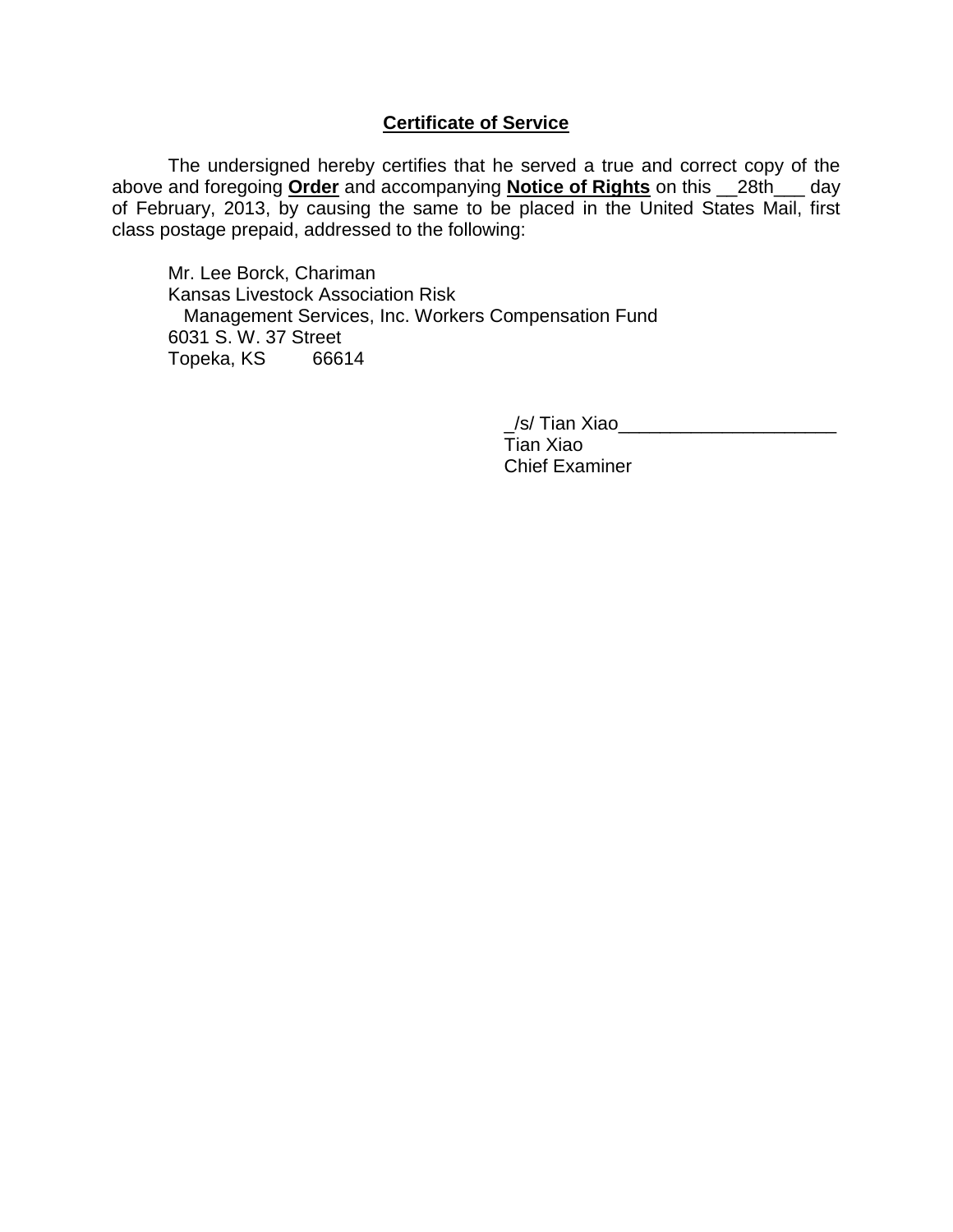**Certificate of Service**

The undersigned hereby certifies that he served a true and correct copy of the above and foregoing **Order** and accompanying **Notice of Rights** on this __28th___ day of February, 2013, by causing the same to be placed in the United States Mail, first class postage prepaid, addressed to the following:

Mr. Lee Borck, Chariman
Kansas Livestock Association Risk
Management Services, Inc. Workers Compensation Fund
6031 S. W. 37 Street
Topeka, KS 66614

_/s/ Tian Xiao_____________________
Tian Xiao
Chief Examiner